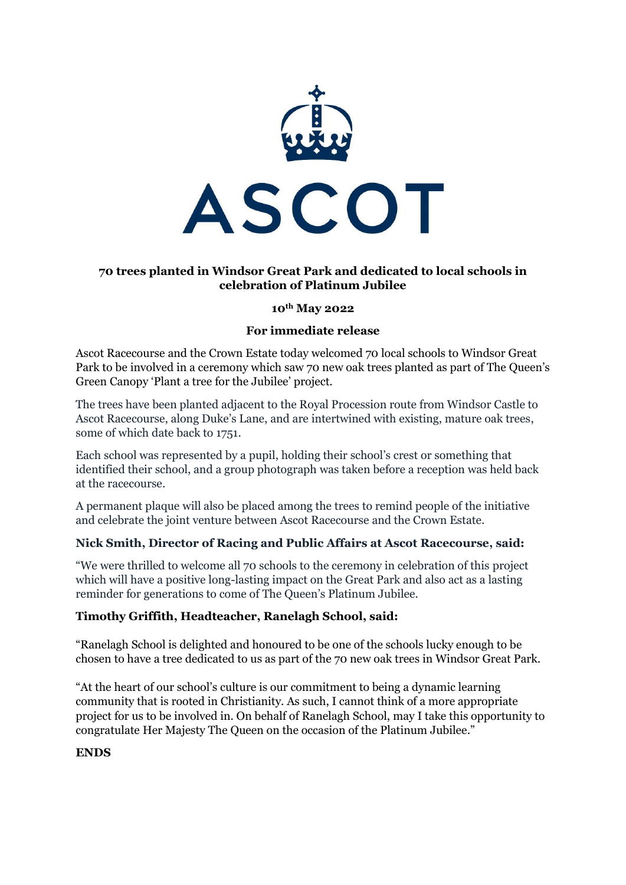ASCOT

# 70 trees planted in Windsor Great Park and dedicated to local schools in celebration of Platinum Jubilee

**10th May 2022**

**For immediate release**

Ascot Racecourse and the Crown Estate today welcomed 70 local schools to Windsor Great Park to be involved in a ceremony which saw 70 new oak trees planted as part of The Queen's Green Canopy 'Plant a tree for the Jubilee' project.

The trees have been planted adjacent to the Royal Procession route from Windsor Castle to Ascot Racecourse, along Duke's Lane, and are intertwined with existing, mature oak trees, some of which date back to 1751.

Each school was represented by a pupil, holding their school's crest or something that identified their school, and a group photograph was taken before a reception was held back at the racecourse.

A permanent plaque will also be placed among the trees to remind people of the initiative and celebrate the joint venture between Ascot Racecourse and the Crown Estate.

**Nick Smith, Director of Racing and Public Affairs at Ascot Racecourse, said:**

"We were thrilled to welcome all 70 schools to the ceremony in celebration of this project which will have a positive long-lasting impact on the Great Park and also act as a lasting reminder for generations to come of The Queen's Platinum Jubilee.

**Timothy Griffith, Headteacher, Ranelagh School, said:**

"Ranelagh School is delighted and honoured to be one of the schools lucky enough to be chosen to have a tree dedicated to us as part of the 70 new oak trees in Windsor Great Park.

"At the heart of our school's culture is our commitment to being a dynamic learning community that is rooted in Christianity. As such, I cannot think of a more appropriate project for us to be involved in. On behalf of Ranelagh School, may I take this opportunity to congratulate Her Majesty The Queen on the occasion of the Platinum Jubilee."

**ENDS**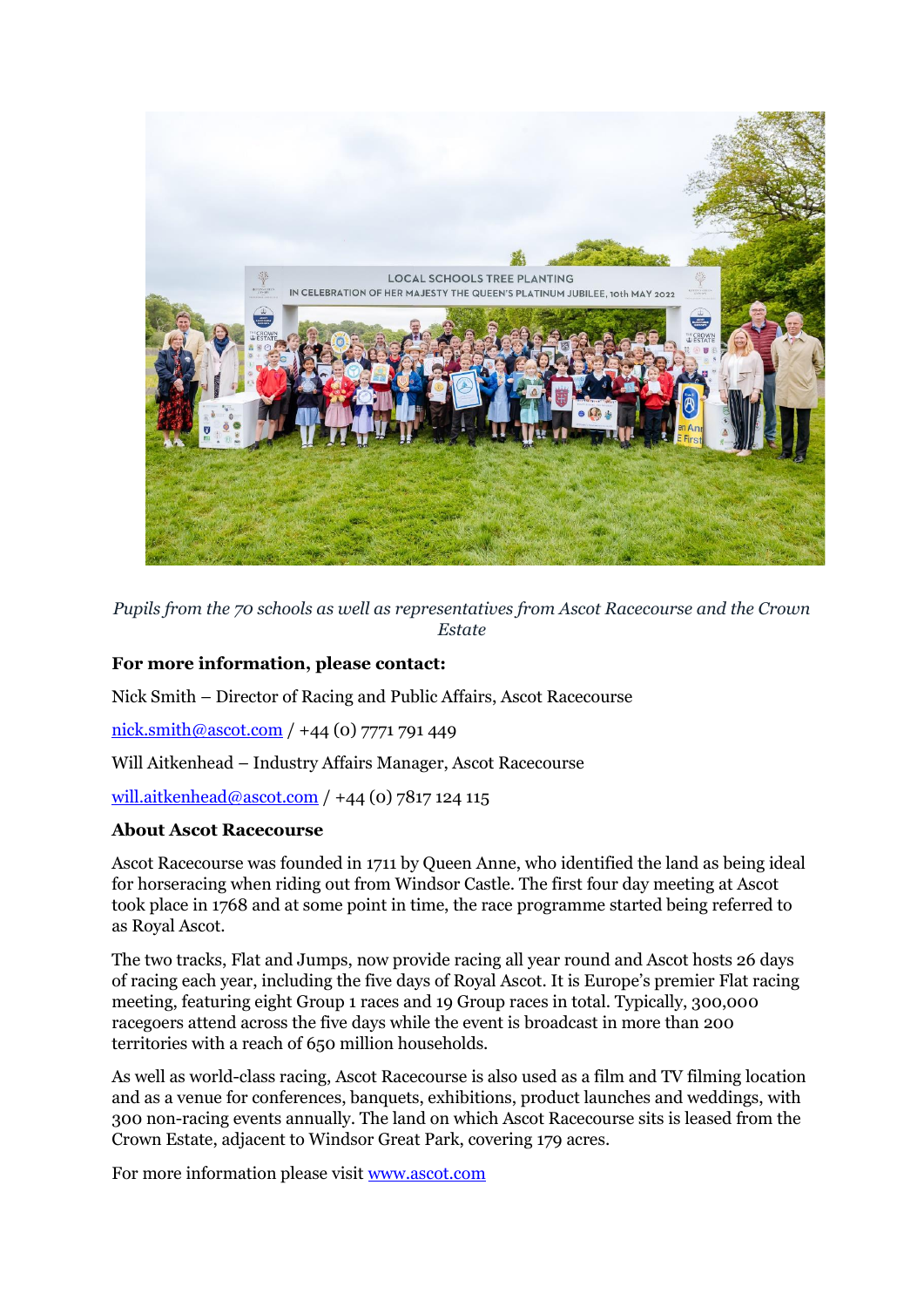*Pupils from the 70 schools as well as representatives from Ascot Racecourse and the Crown Estate*

**For more information, please contact:**

Nick Smith – Director of Racing and Public Affairs, Ascot Racecourse

nick.smith@ascot.com / +44 (0) 7771 791 449

Will Aitkenhead – Industry Affairs Manager, Ascot Racecourse

will.aitkenhead@ascot.com / +44 (0) 7817 124 115

**About Ascot Racecourse**

Ascot Racecourse was founded in 1711 by Queen Anne, who identified the land as being ideal for horseracing when riding out from Windsor Castle. The first four day meeting at Ascot took place in 1768 and at some point in time, the race programme started being referred to as Royal Ascot.

The two tracks, Flat and Jumps, now provide racing all year round and Ascot hosts 26 days of racing each year, including the five days of Royal Ascot. It is Europe's premier Flat racing meeting, featuring eight Group 1 races and 19 Group races in total. Typically, 300,000 racegoers attend across the five days while the event is broadcast in more than 200 territories with a reach of 650 million households.

As well as world-class racing, Ascot Racecourse is also used as a film and TV filming location and as a venue for conferences, banquets, exhibitions, product launches and weddings, with 300 non-racing events annually. The land on which Ascot Racecourse sits is leased from the Crown Estate, adjacent to Windsor Great Park, covering 179 acres.

For more information please visit www.ascot.com